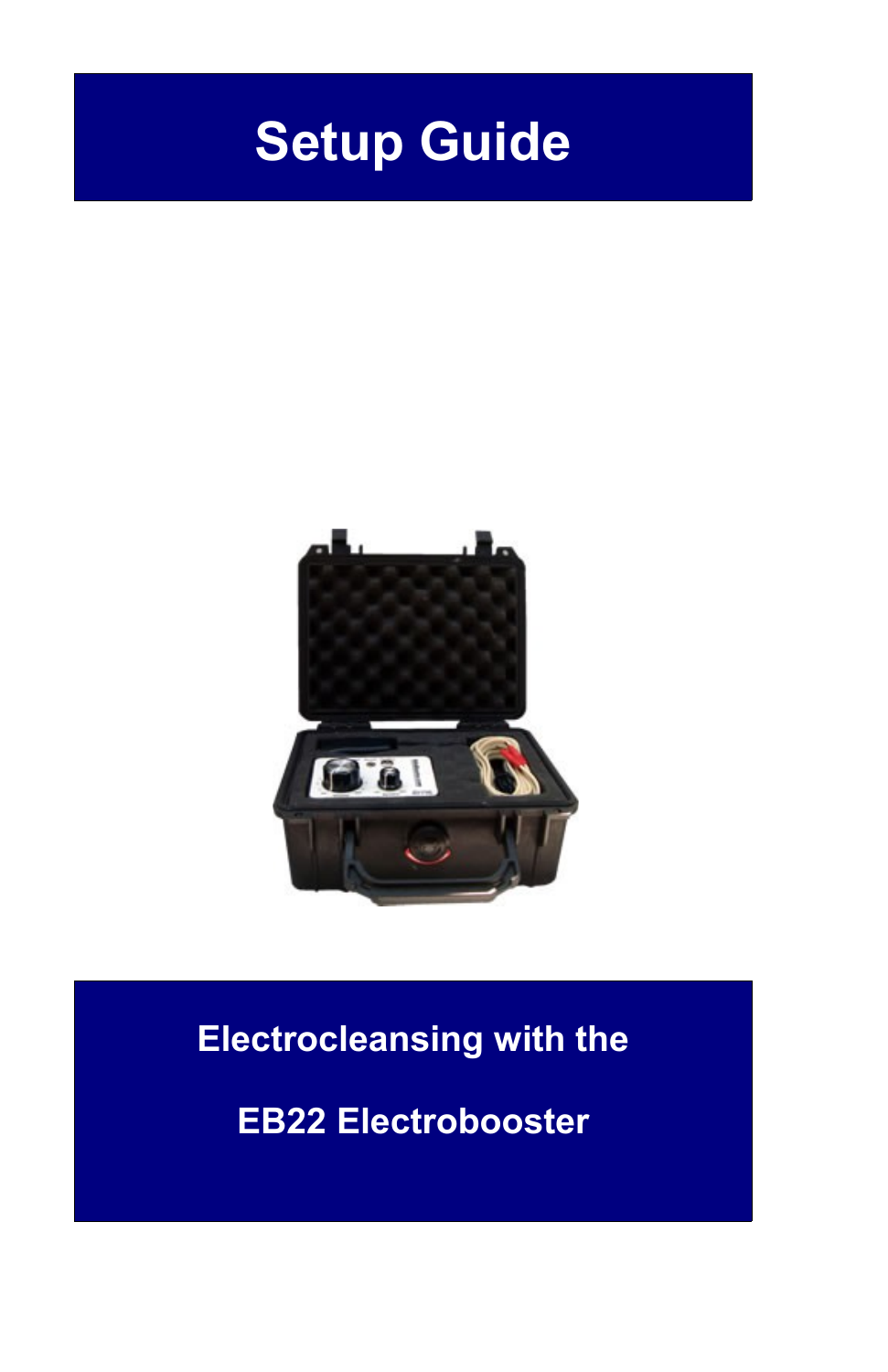# Setup Guide

**Electrocleansing with the**

**EB22 Electrobooster**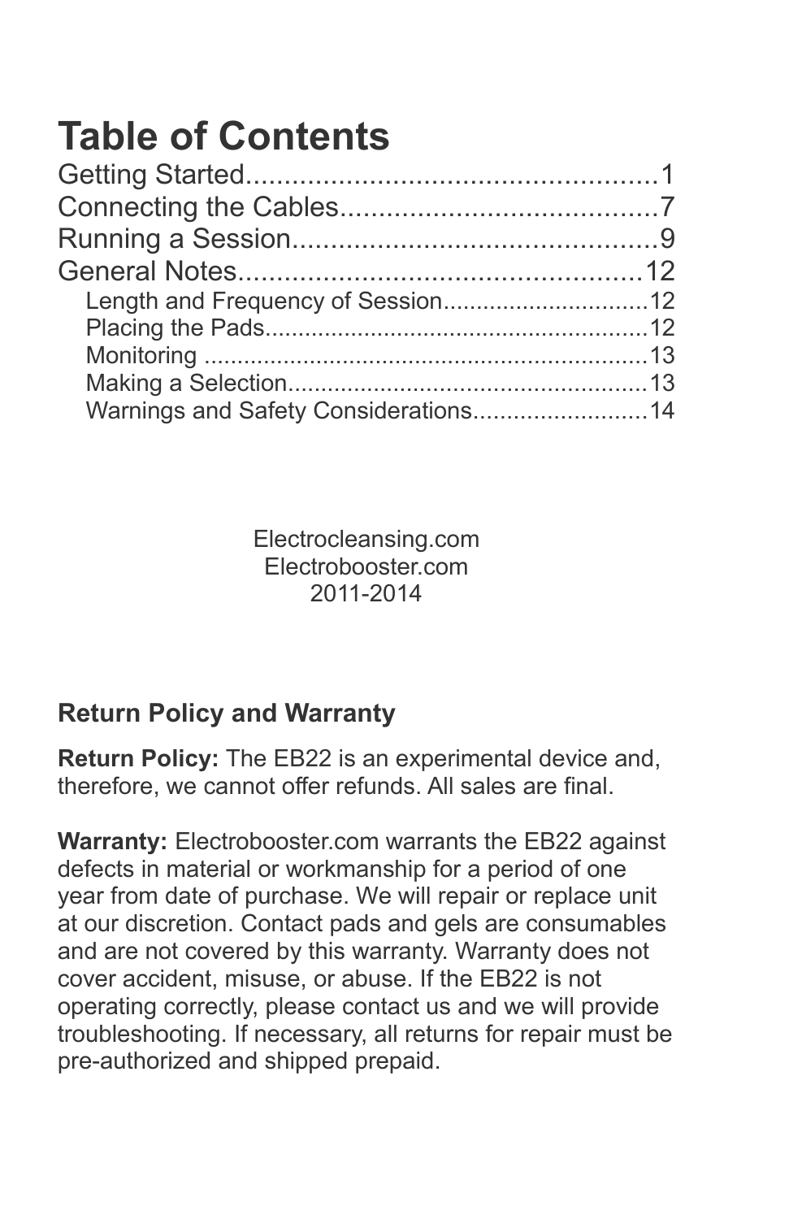# Table of Contents

Getting Started....................................................1
Connecting the Cables.........................................7
Running a Session...............................................9
General Notes...................................................12
- Length and Frequency of Session..............................12
- Placing the Pads.........................................................12
- Monitoring ..................................................................13
- Making a Selection.....................................................13
- Warnings and Safety Considerations..........................14

Electrocleansing.com
Electrobooster.com
2011-2014

**Return Policy and Warranty**

**Return Policy:** The EB22 is an experimental device and, therefore, we cannot offer refunds. All sales are final.

**Warranty:** Electrobooster.com warrants the EB22 against defects in material or workmanship for a period of one year from date of purchase. We will repair or replace unit at our discretion. Contact pads and gels are consumables and are not covered by this warranty. Warranty does not cover accident, misuse, or abuse. If the EB22 is not operating correctly, please contact us and we will provide troubleshooting. If necessary, all returns for repair must be pre-authorized and shipped prepaid.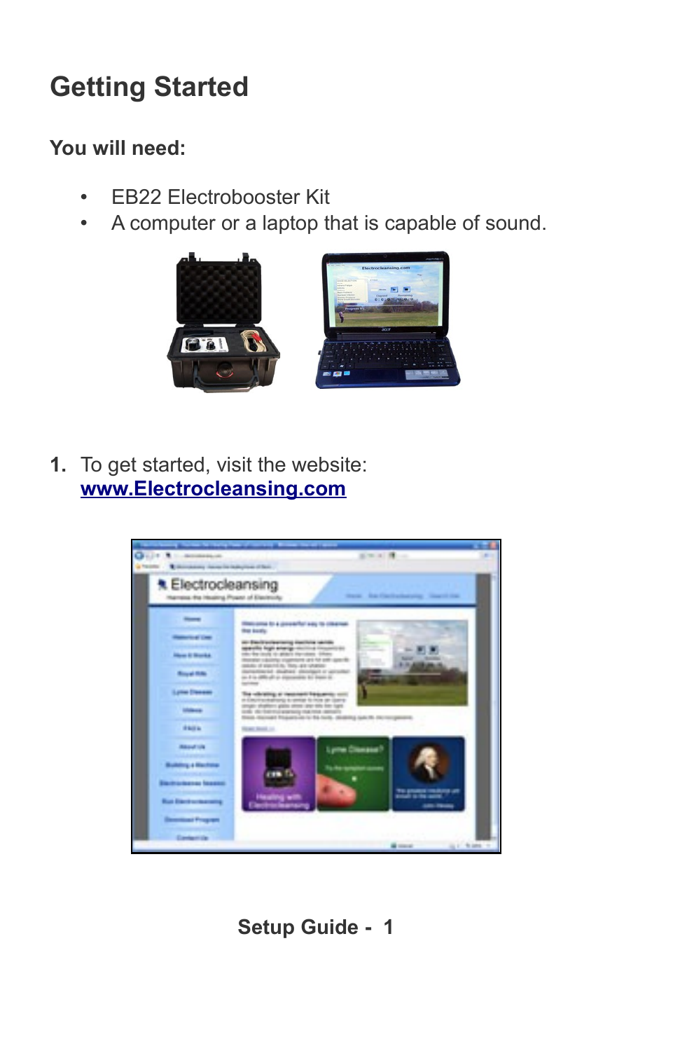# Getting Started

**You will need:**

- EB22 Electrobooster Kit
- A computer or a laptop that is capable of sound.

1. To get started, visit the website: **www.Electrocleansing.com**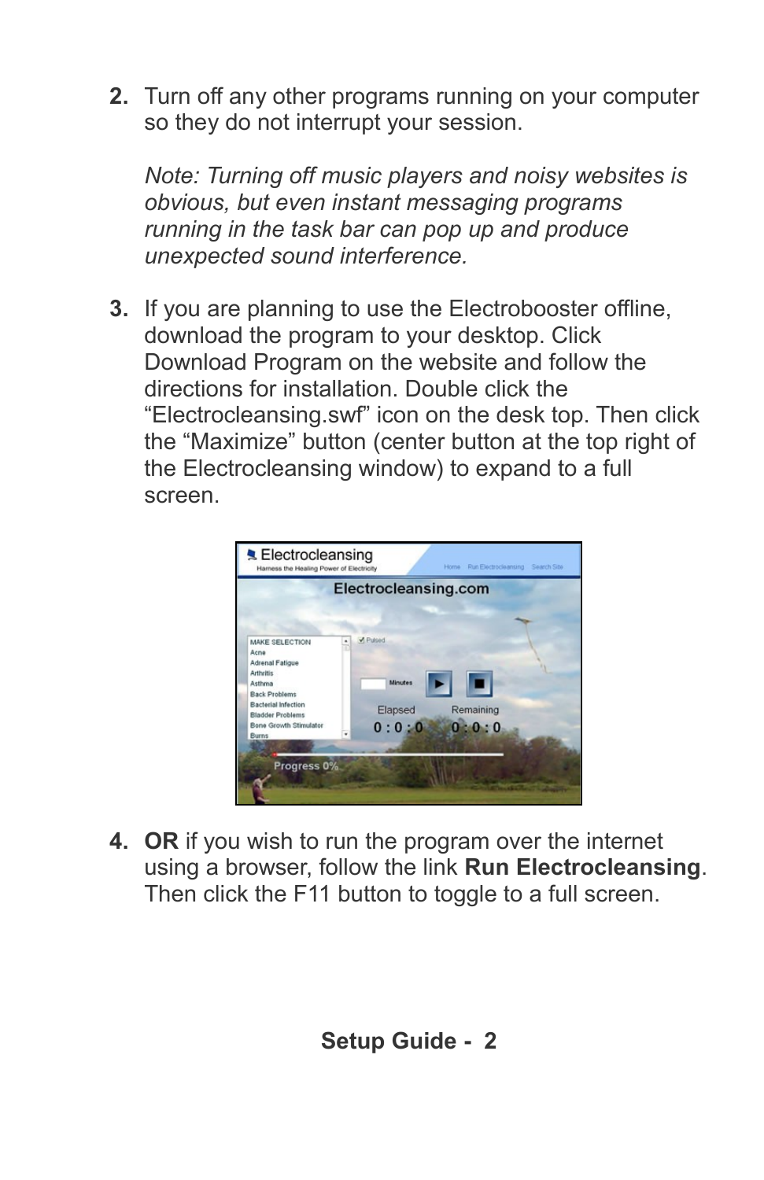2. Turn off any other programs running on your computer so they do not interrupt your session.

   *Note: Turning off music players and noisy websites is obvious, but even instant messaging programs running in the task bar can pop up and produce unexpected sound interference.*

3. If you are planning to use the Electrobooster offline, download the program to your desktop. Click Download Program on the website and follow the directions for installation. Double click the "Electrocleansing.swf" icon on the desk top. Then click the "Maximize" button (center button at the top right of the Electrocleansing window) to expand to a full screen.

4. **OR** if you wish to run the program over the internet using a browser, follow the link **Run Electrocleansing**. Then click the F11 button to toggle to a full screen.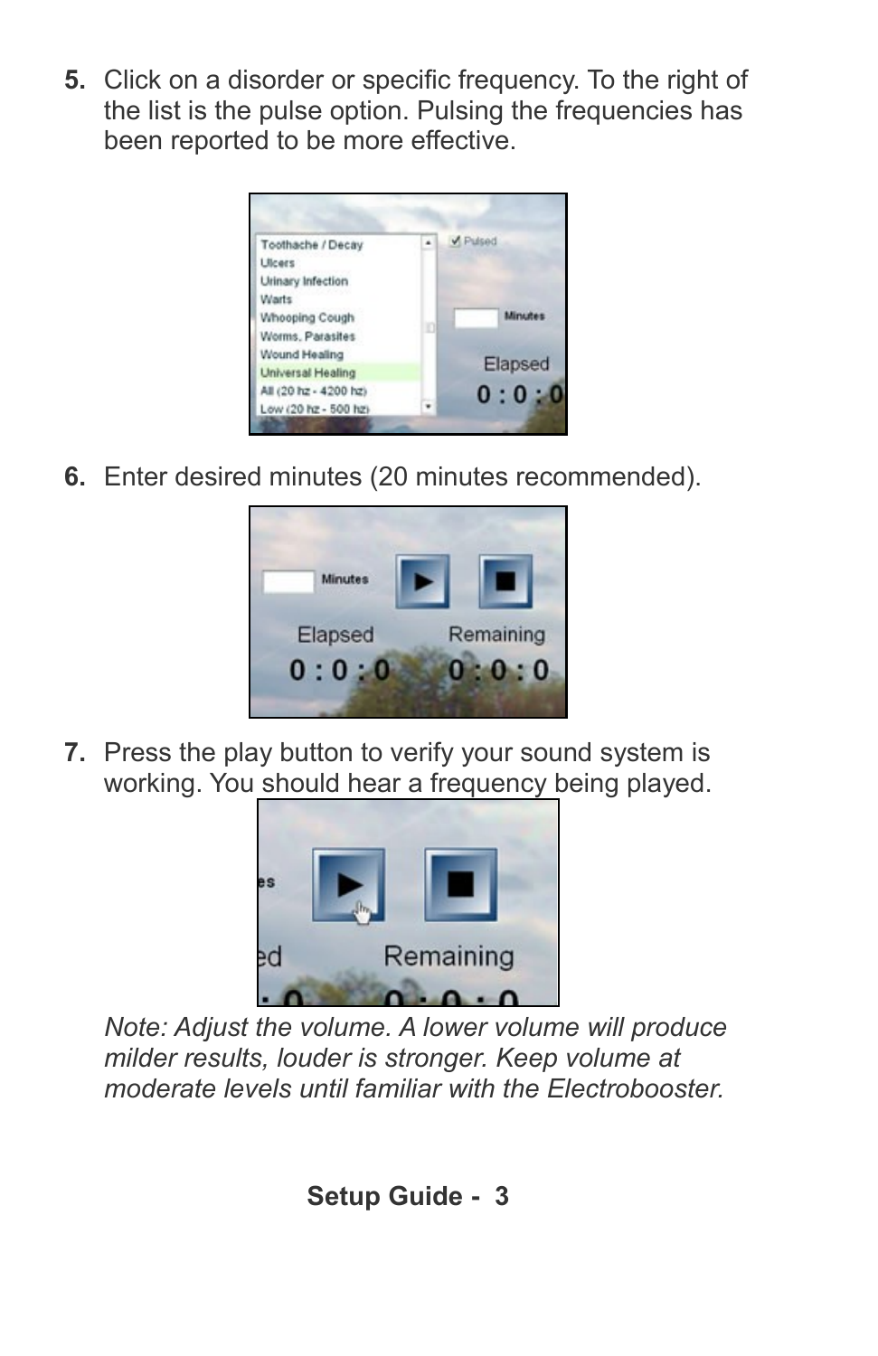5. Click on a disorder or specific frequency. To the right of the list is the pulse option. Pulsing the frequencies has been reported to be more effective.

6. Enter desired minutes (20 minutes recommended).

7. Press the play button to verify your sound system is working. You should hear a frequency being played.

   *Note: Adjust the volume. A lower volume will produce milder results, louder is stronger. Keep volume at moderate levels until familiar with the Electrobooster.*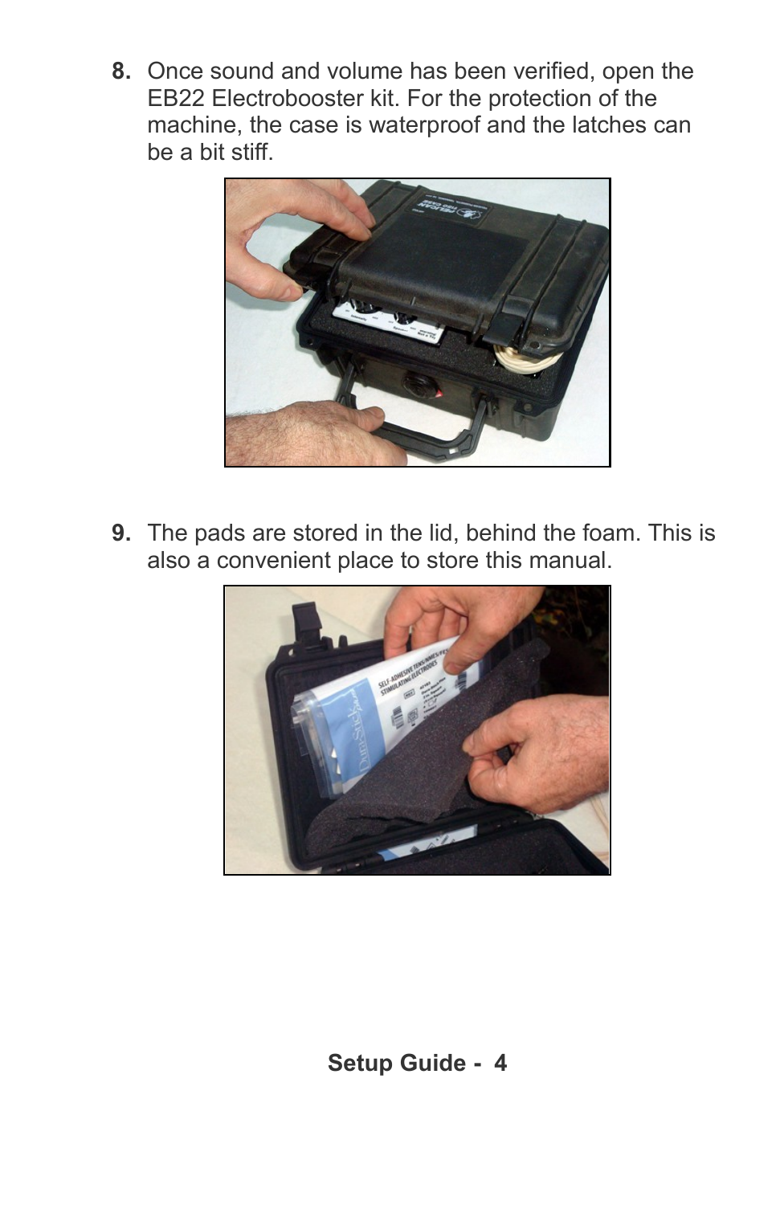8. Once sound and volume has been verified, open the EB22 Electrobooster kit. For the protection of the machine, the case is waterproof and the latches can be a bit stiff.

9. The pads are stored in the lid, behind the foam. This is also a convenient place to store this manual.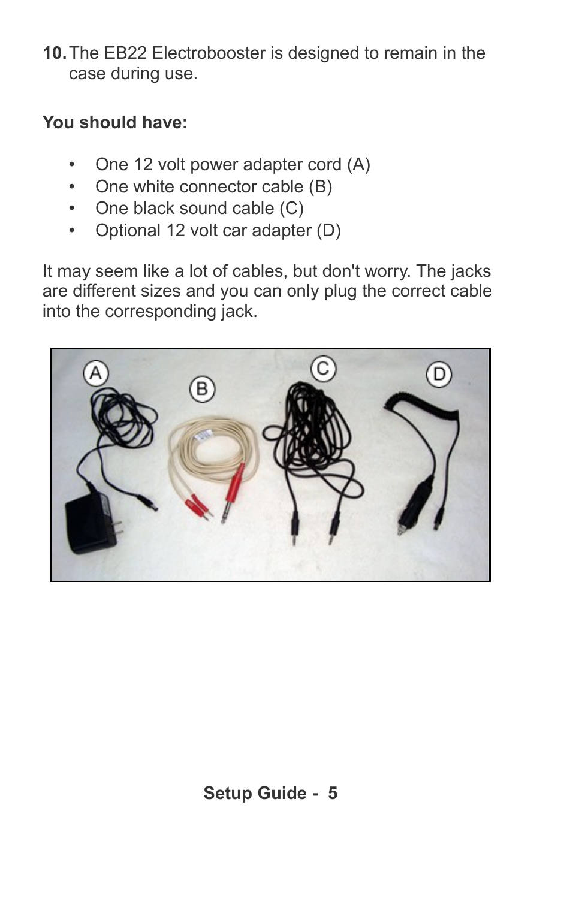10. The EB22 Electrobooster is designed to remain in the case during use.

**You should have:**

- One 12 volt power adapter cord (A)
- One white connector cable (B)
- One black sound cable (C)
- Optional 12 volt car adapter (D)

It may seem like a lot of cables, but don't worry. The jacks are different sizes and you can only plug the correct cable into the corresponding jack.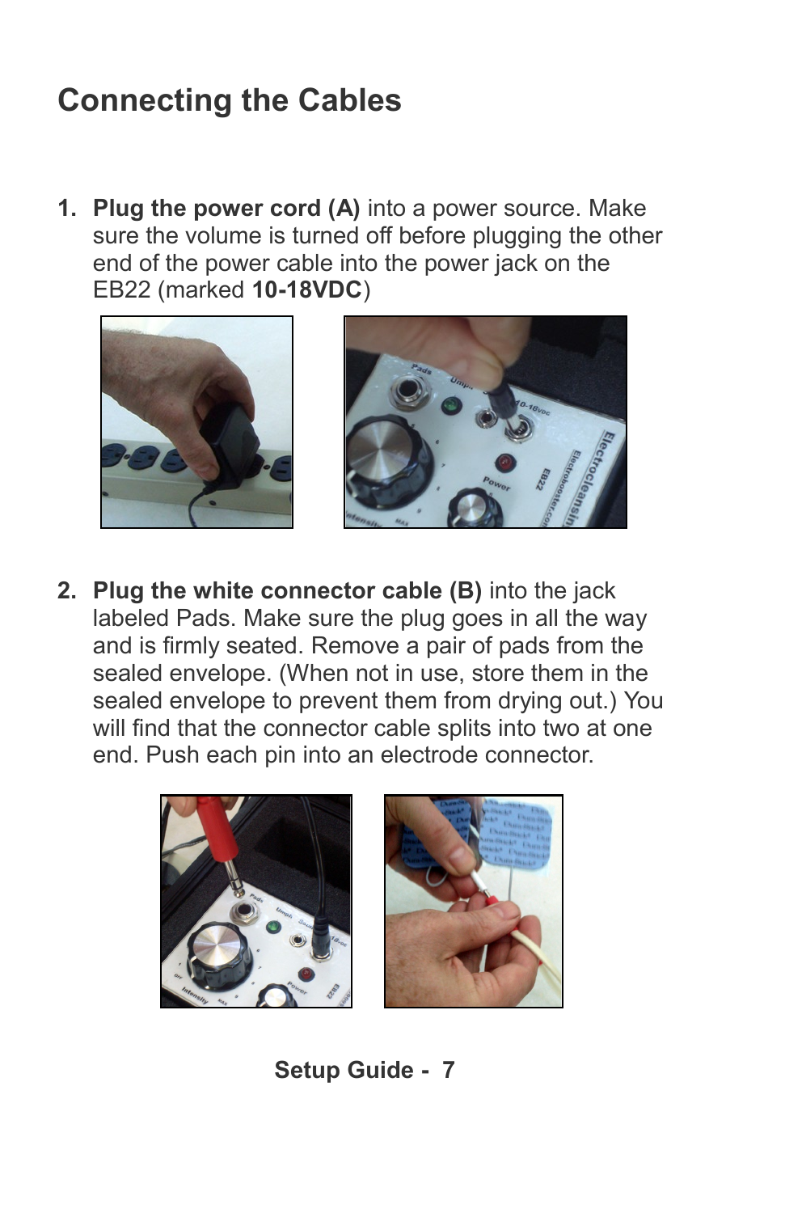# Connecting the Cables

1. **Plug the power cord (A)** into a power source. Make sure the volume is turned off before plugging the other end of the power cable into the power jack on the EB22 (marked **10-18VDC**)

2. **Plug the white connector cable (B)** into the jack labeled Pads. Make sure the plug goes in all the way and is firmly seated. Remove a pair of pads from the sealed envelope. (When not in use, store them in the sealed envelope to prevent them from drying out.) You will find that the connector cable splits into two at one end. Push each pin into an electrode connector.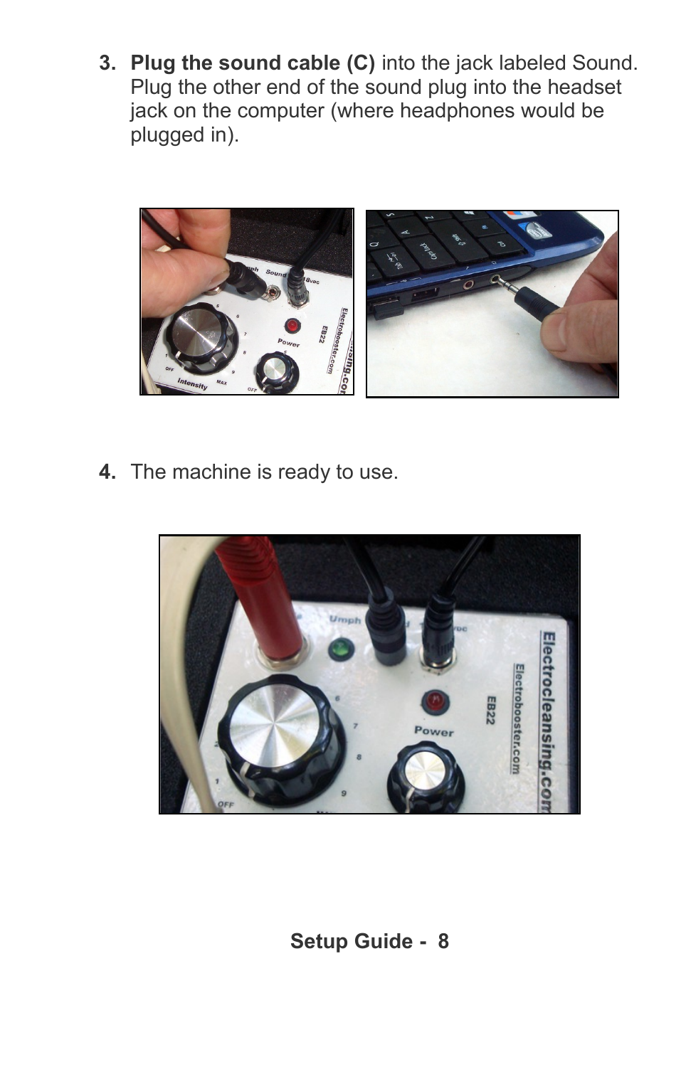3. **Plug the sound cable (C)** into the jack labeled Sound. Plug the other end of the sound plug into the headset jack on the computer (where headphones would be plugged in).

4. The machine is ready to use.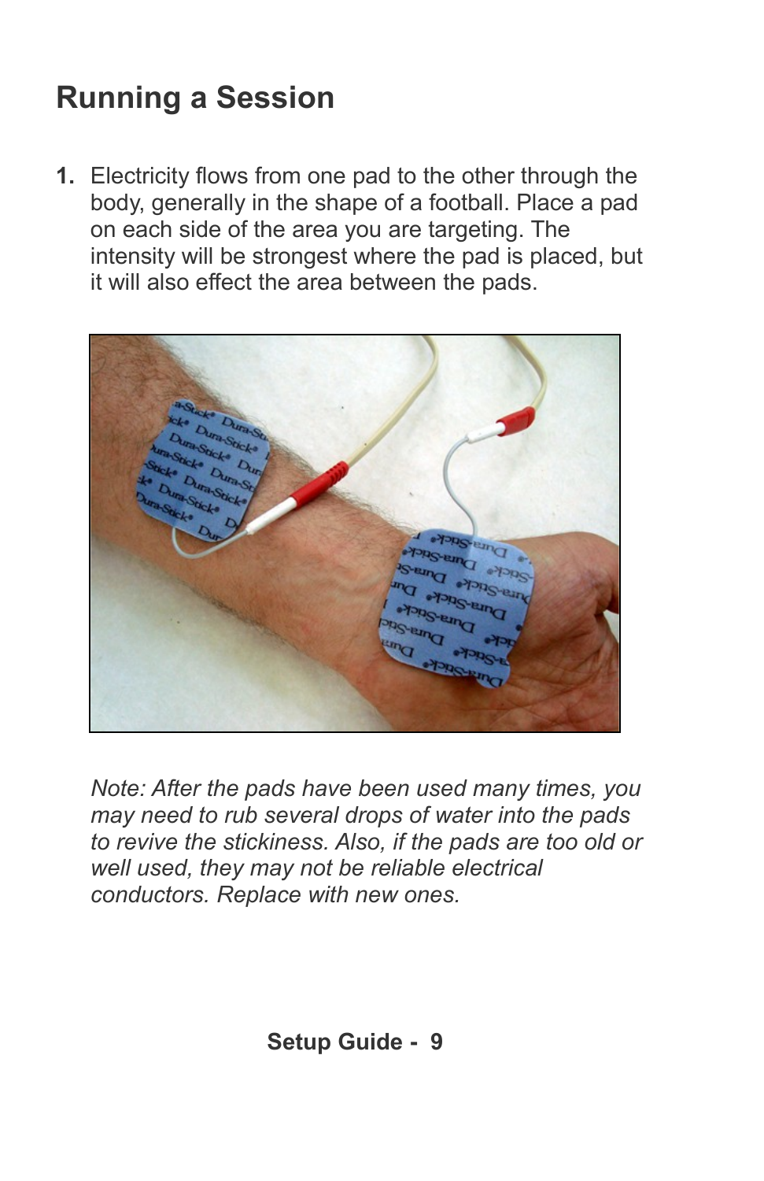## Running a Session

1. Electricity flows from one pad to the other through the body, generally in the shape of a football. Place a pad on each side of the area you are targeting. The intensity will be strongest where the pad is placed, but it will also effect the area between the pads.

*Note: After the pads have been used many times, you may need to rub several drops of water into the pads to revive the stickiness. Also, if the pads are too old or well used, they may not be reliable electrical conductors. Replace with new ones.*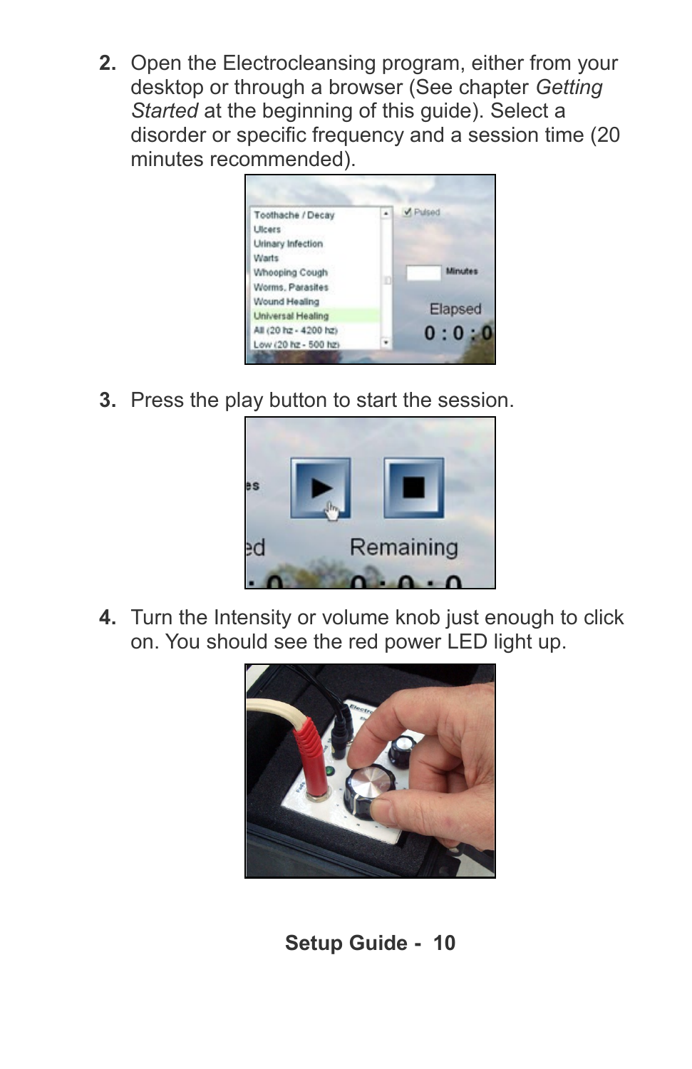2. Open the Electrocleansing program, either from your desktop or through a browser (See chapter *Getting Started* at the beginning of this guide). Select a disorder or specific frequency and a session time (20 minutes recommended).

3. Press the play button to start the session.

4. Turn the Intensity or volume knob just enough to click on. You should see the red power LED light up.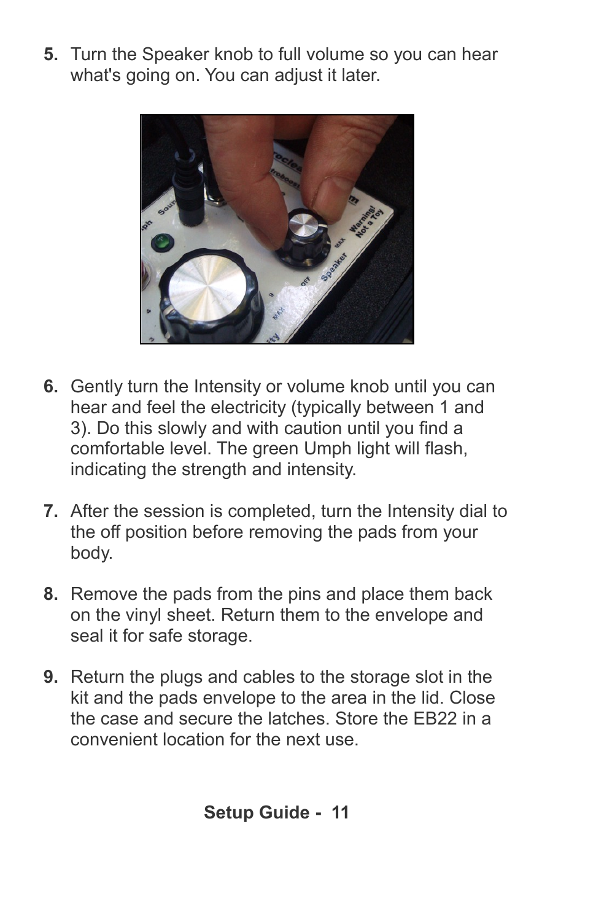5. Turn the Speaker knob to full volume so you can hear what's going on. You can adjust it later.

6. Gently turn the Intensity or volume knob until you can hear and feel the electricity (typically between 1 and 3). Do this slowly and with caution until you find a comfortable level. The green Umph light will flash, indicating the strength and intensity.

7. After the session is completed, turn the Intensity dial to the off position before removing the pads from your body.

8. Remove the pads from the pins and place them back on the vinyl sheet. Return them to the envelope and seal it for safe storage.

9. Return the plugs and cables to the storage slot in the kit and the pads envelope to the area in the lid. Close the case and secure the latches. Store the EB22 in a convenient location for the next use.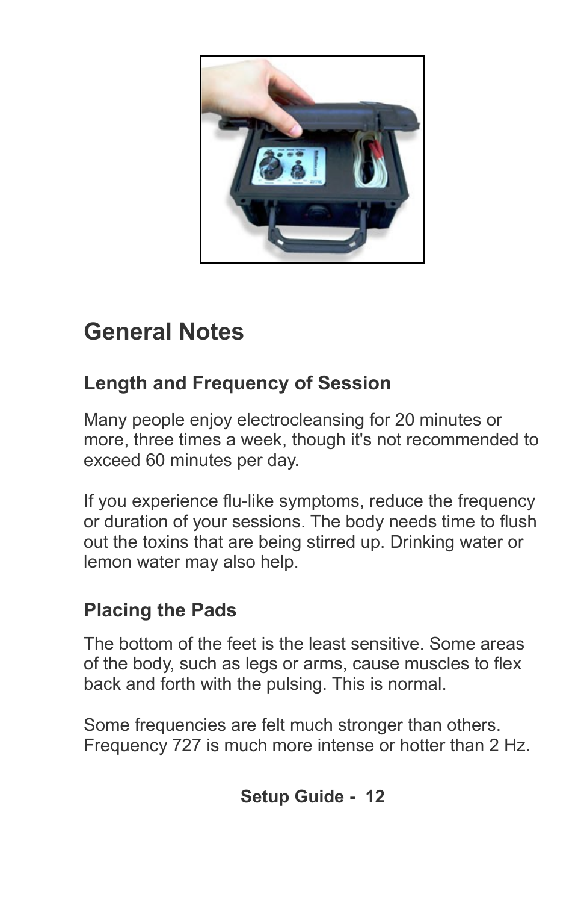## General Notes

### Length and Frequency of Session

Many people enjoy electrocleansing for 20 minutes or more, three times a week, though it's not recommended to exceed 60 minutes per day.

If you experience flu-like symptoms, reduce the frequency or duration of your sessions. The body needs time to flush out the toxins that are being stirred up. Drinking water or lemon water may also help.

### Placing the Pads

The bottom of the feet is the least sensitive. Some areas of the body, such as legs or arms, cause muscles to flex back and forth with the pulsing. This is normal.

Some frequencies are felt much stronger than others. Frequency 727 is much more intense or hotter than 2 Hz.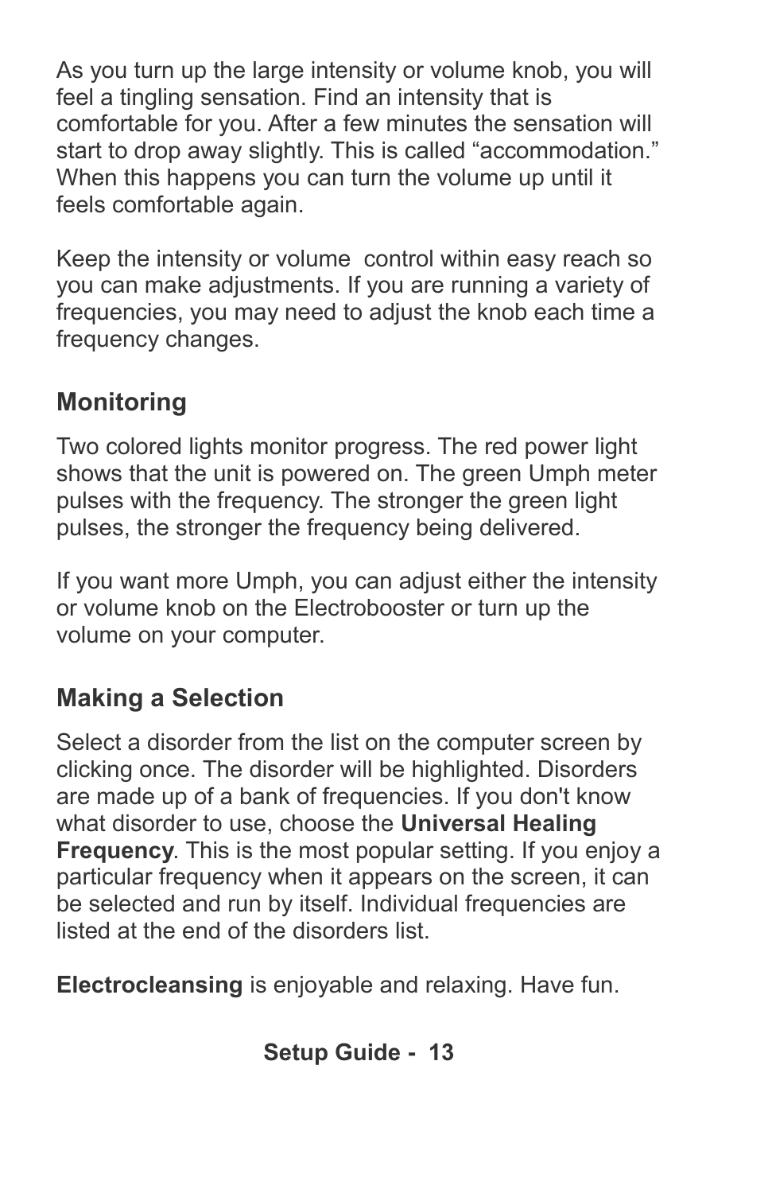As you turn up the large intensity or volume knob, you will feel a tingling sensation. Find an intensity that is comfortable for you. After a few minutes the sensation will start to drop away slightly. This is called “accommodation.” When this happens you can turn the volume up until it feels comfortable again.

Keep the intensity or volume control within easy reach so you can make adjustments. If you are running a variety of frequencies, you may need to adjust the knob each time a frequency changes.

## Monitoring

Two colored lights monitor progress. The red power light shows that the unit is powered on. The green Umph meter pulses with the frequency. The stronger the green light pulses, the stronger the frequency being delivered.

If you want more Umph, you can adjust either the intensity or volume knob on the Electrobooster or turn up the volume on your computer.

## Making a Selection

Select a disorder from the list on the computer screen by clicking once. The disorder will be highlighted. Disorders are made up of a bank of frequencies. If you don't know what disorder to use, choose the **Universal Healing Frequency**. This is the most popular setting. If you enjoy a particular frequency when it appears on the screen, it can be selected and run by itself. Individual frequencies are listed at the end of the disorders list.

**Electrocleansing** is enjoyable and relaxing. Have fun.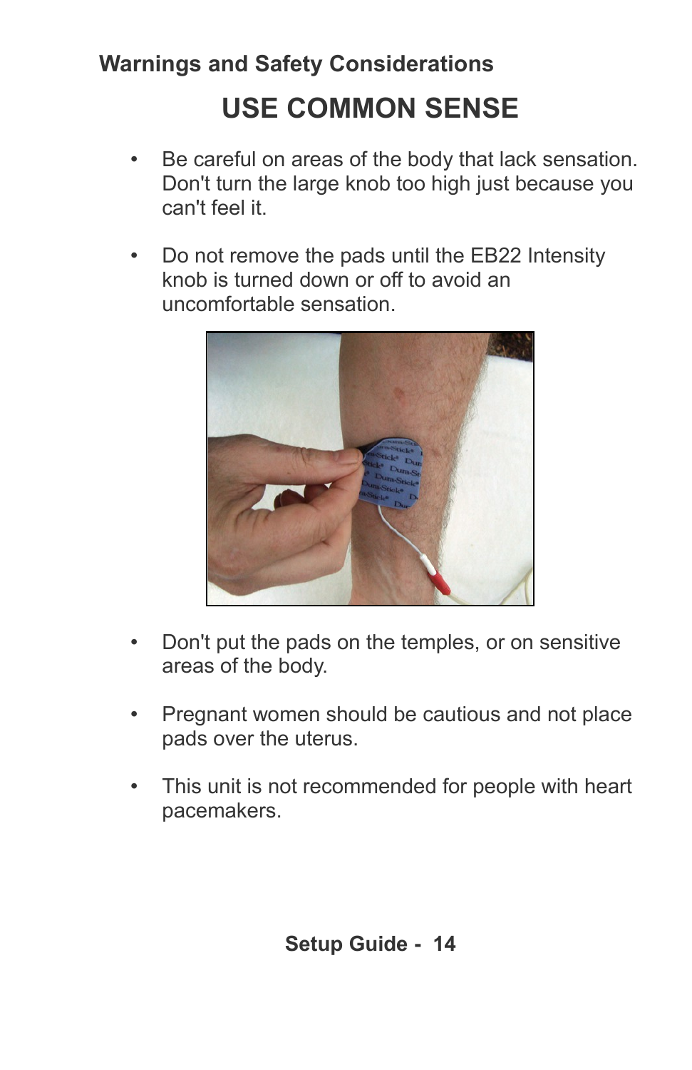### Warnings and Safety Considerations

## USE COMMON SENSE

- Be careful on areas of the body that lack sensation. Don't turn the large knob too high just because you can't feel it.

- Do not remove the pads until the EB22 Intensity knob is turned down or off to avoid an uncomfortable sensation.

- Don't put the pads on the temples, or on sensitive areas of the body.

- Pregnant women should be cautious and not place pads over the uterus.

- This unit is not recommended for people with heart pacemakers.